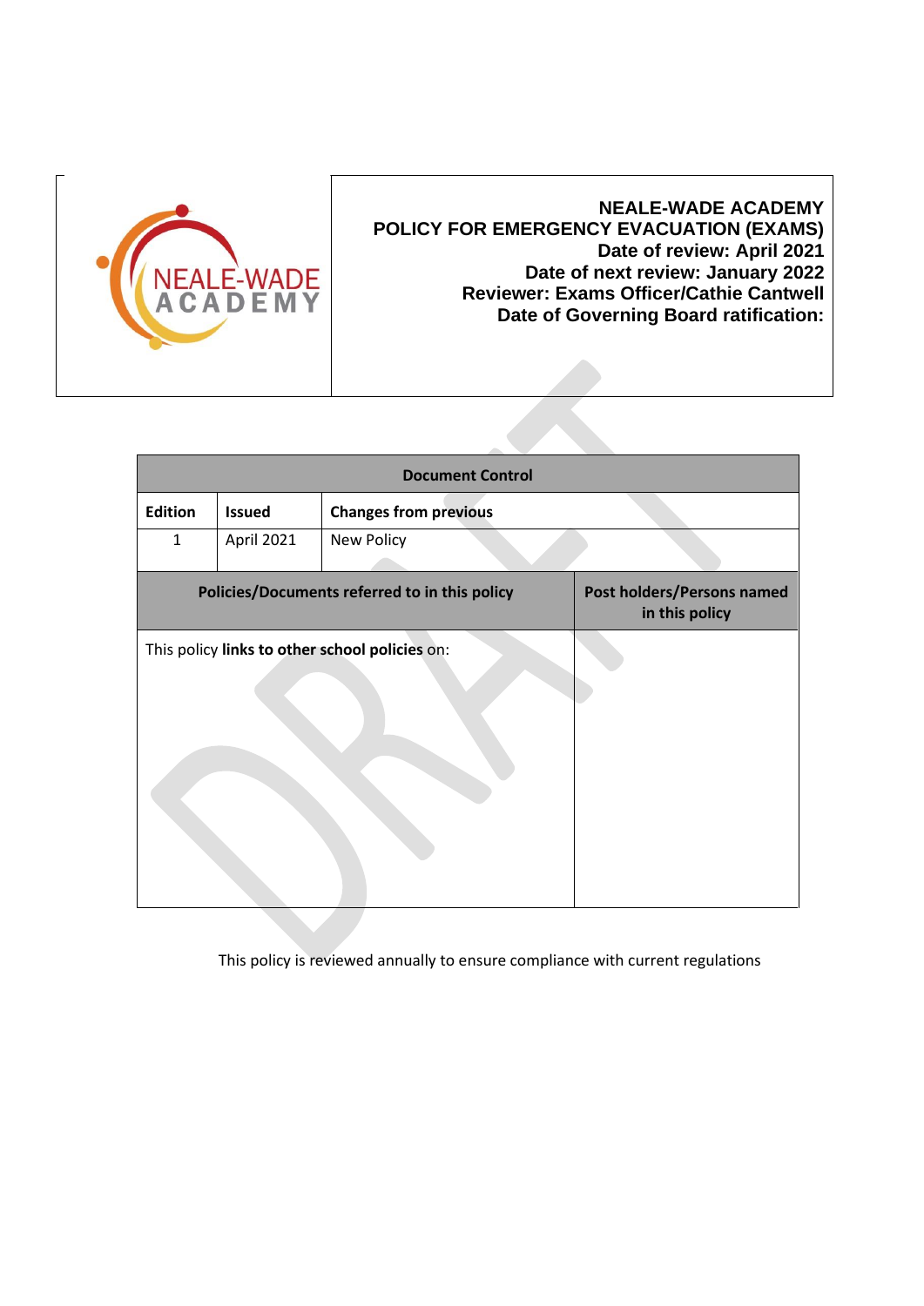**NEALE-WADE ACADEMY**
**POLICY FOR EMERGENCY EVACUATION (EXAMS)**
**Date of review: April 2021**
**Date of next review: January 2022**
**Reviewer: Exams Officer/Cathie Cantwell**
**Date of Governing Board ratification:**

| **Document Control** | | | |
|---|---|---|---|
| **Edition** | **Issued** | **Changes from previous** | |
| 1 | April 2021 | New Policy | |
| **Policies/Documents referred to in this policy** | | | **Post holders/Persons named in this policy** |
| This policy **links to other school policies** on: | | | |

This policy is reviewed annually to ensure compliance with current regulations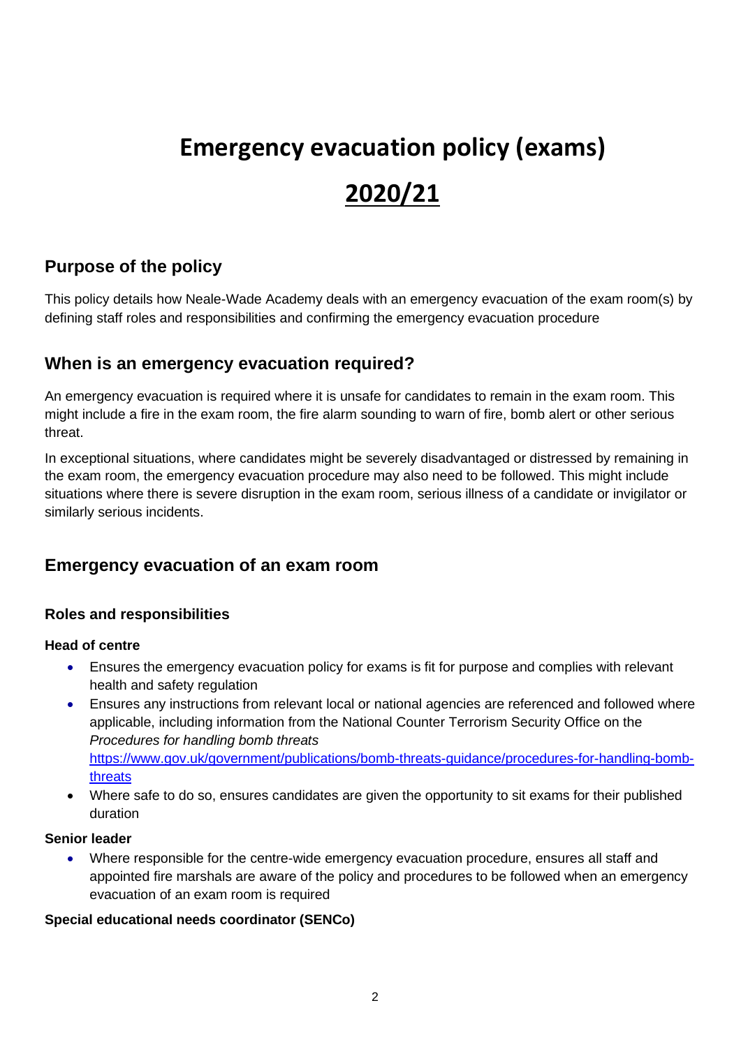# Emergency evacuation policy (exams)

# 2020/21

## Purpose of the policy

This policy details how Neale-Wade Academy deals with an emergency evacuation of the exam room(s) by defining staff roles and responsibilities and confirming the emergency evacuation procedure

## When is an emergency evacuation required?

An emergency evacuation is required where it is unsafe for candidates to remain in the exam room. This might include a fire in the exam room, the fire alarm sounding to warn of fire, bomb alert or other serious threat.

In exceptional situations, where candidates might be severely disadvantaged or distressed by remaining in the exam room, the emergency evacuation procedure may also need to be followed. This might include situations where there is severe disruption in the exam room, serious illness of a candidate or invigilator or similarly serious incidents.

## Emergency evacuation of an exam room

### Roles and responsibilities

#### Head of centre

- Ensures the emergency evacuation policy for exams is fit for purpose and complies with relevant health and safety regulation
- Ensures any instructions from relevant local or national agencies are referenced and followed where applicable, including information from the National Counter Terrorism Security Office on the *Procedures for handling bomb threats* [https://www.gov.uk/government/publications/bomb-threats-guidance/procedures-for-handling-bomb-threats](https://www.gov.uk/government/publications/bomb-threats-guidance/procedures-for-handling-bomb-threats)
- Where safe to do so, ensures candidates are given the opportunity to sit exams for their published duration

#### Senior leader

- Where responsible for the centre-wide emergency evacuation procedure, ensures all staff and appointed fire marshals are aware of the policy and procedures to be followed when an emergency evacuation of an exam room is required

#### Special educational needs coordinator (SENCo)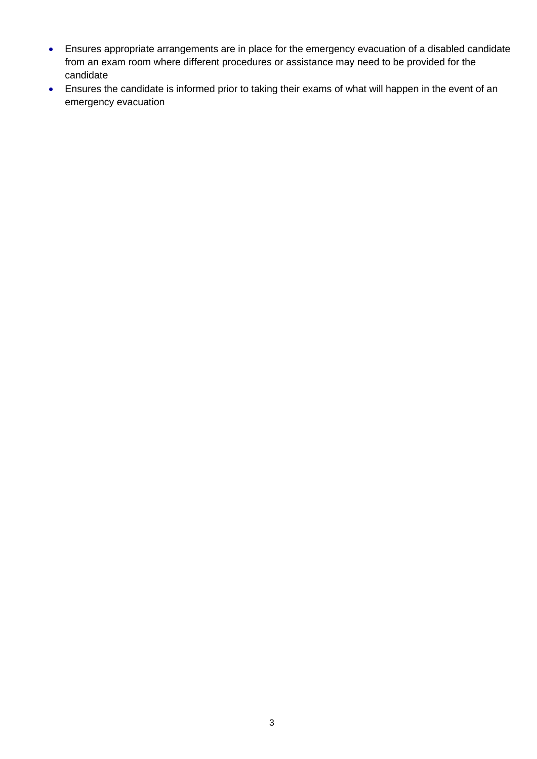- Ensures appropriate arrangements are in place for the emergency evacuation of a disabled candidate from an exam room where different procedures or assistance may need to be provided for the candidate
- Ensures the candidate is informed prior to taking their exams of what will happen in the event of an emergency evacuation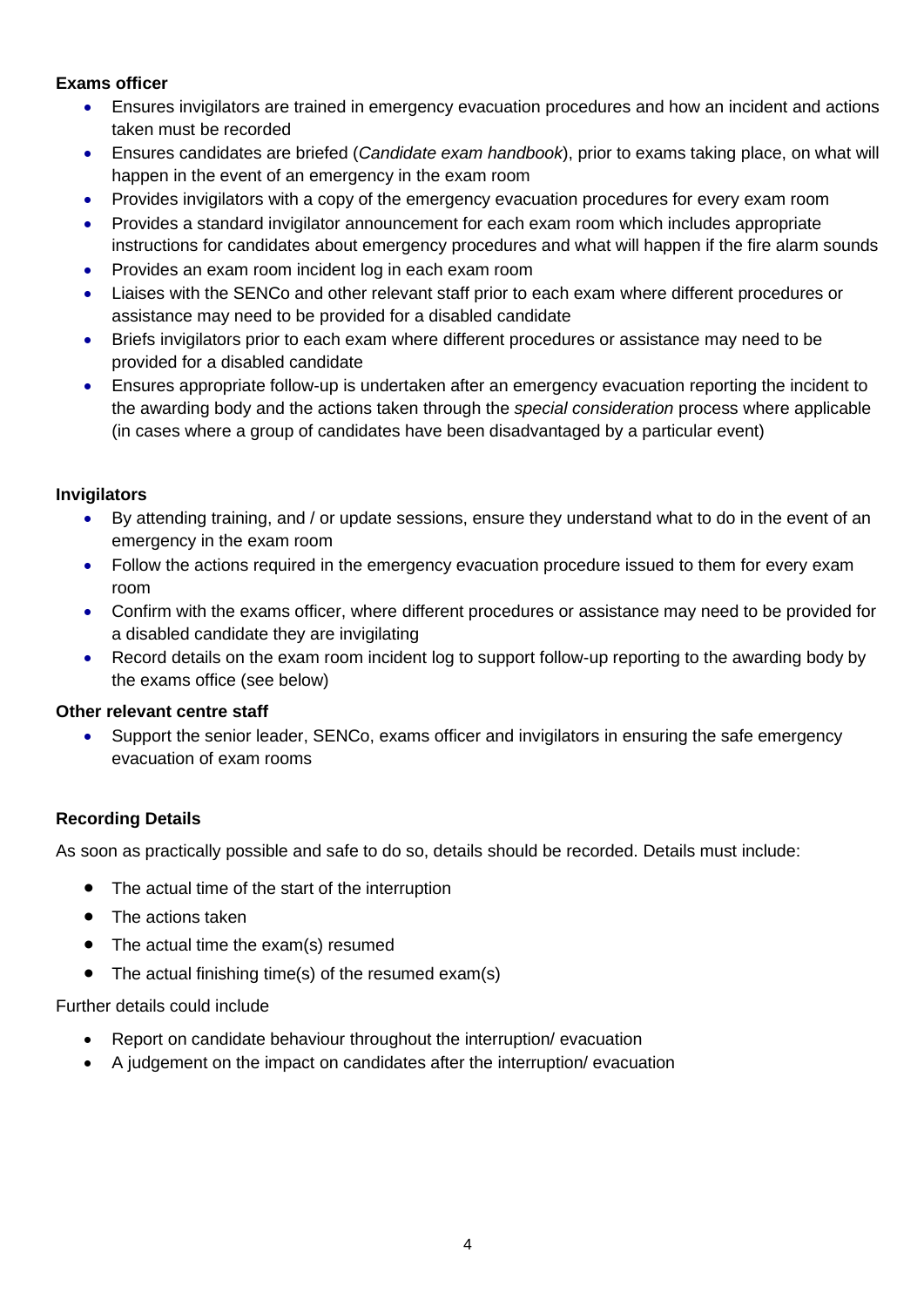**Exams officer**

- Ensures invigilators are trained in emergency evacuation procedures and how an incident and actions taken must be recorded
- Ensures candidates are briefed (*Candidate exam handbook*), prior to exams taking place, on what will happen in the event of an emergency in the exam room
- Provides invigilators with a copy of the emergency evacuation procedures for every exam room
- Provides a standard invigilator announcement for each exam room which includes appropriate instructions for candidates about emergency procedures and what will happen if the fire alarm sounds
- Provides an exam room incident log in each exam room
- Liaises with the SENCo and other relevant staff prior to each exam where different procedures or assistance may need to be provided for a disabled candidate
- Briefs invigilators prior to each exam where different procedures or assistance may need to be provided for a disabled candidate
- Ensures appropriate follow-up is undertaken after an emergency evacuation reporting the incident to the awarding body and the actions taken through the *special consideration* process where applicable (in cases where a group of candidates have been disadvantaged by a particular event)

**Invigilators**

- By attending training, and / or update sessions, ensure they understand what to do in the event of an emergency in the exam room
- Follow the actions required in the emergency evacuation procedure issued to them for every exam room
- Confirm with the exams officer, where different procedures or assistance may need to be provided for a disabled candidate they are invigilating
- Record details on the exam room incident log to support follow-up reporting to the awarding body by the exams office (see below)

**Other relevant centre staff**

- Support the senior leader, SENCo, exams officer and invigilators in ensuring the safe emergency evacuation of exam rooms

**Recording Details**

As soon as practically possible and safe to do so, details should be recorded. Details must include:

- The actual time of the start of the interruption
- The actions taken
- The actual time the exam(s) resumed
- The actual finishing time(s) of the resumed exam(s)

Further details could include

- Report on candidate behaviour throughout the interruption/ evacuation
- A judgement on the impact on candidates after the interruption/ evacuation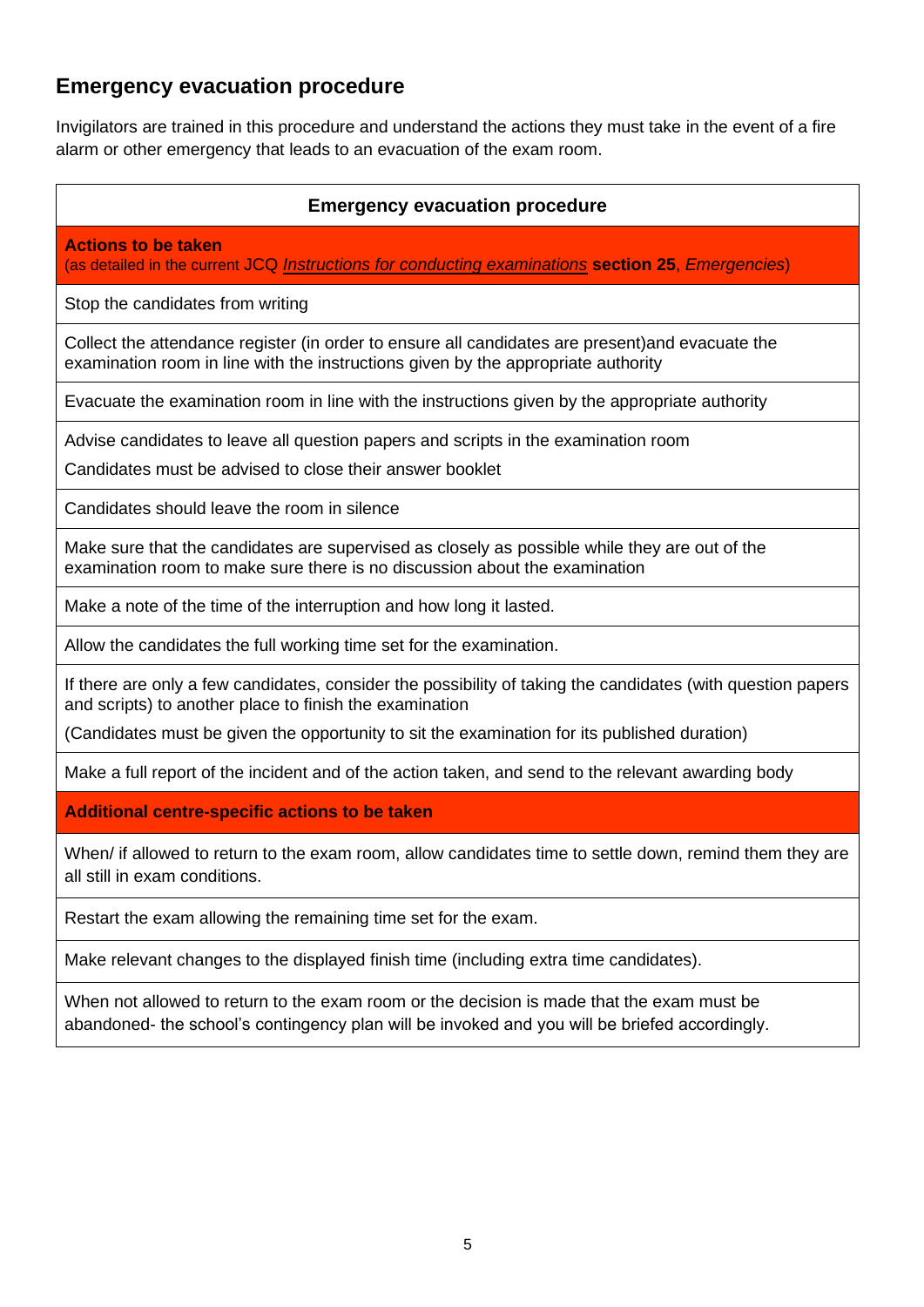## Emergency evacuation procedure

Invigilators are trained in this procedure and understand the actions they must take in the event of a fire alarm or other emergency that leads to an evacuation of the exam room.

| Emergency evacuation procedure |
| --- |
| **Actions to be taken** (as detailed in the current JCQ *Instructions for conducting examinations* **section 25**, *Emergencies*) |
| Stop the candidates from writing |
| Collect the attendance register (in order to ensure all candidates are present)and evacuate the examination room in line with the instructions given by the appropriate authority |
| Evacuate the examination room in line with the instructions given by the appropriate authority |
| Advise candidates to leave all question papers and scripts in the examination room<br>Candidates must be advised to close their answer booklet |
| Candidates should leave the room in silence |
| Make sure that the candidates are supervised as closely as possible while they are out of the examination room to make sure there is no discussion about the examination |
| Make a note of the time of the interruption and how long it lasted. |
| Allow the candidates the full working time set for the examination. |
| If there are only a few candidates, consider the possibility of taking the candidates (with question papers and scripts) to another place to finish the examination<br>(Candidates must be given the opportunity to sit the examination for its published duration) |
| Make a full report of the incident and of the action taken, and send to the relevant awarding body |
| **Additional centre-specific actions to be taken** |
| When/ if allowed to return to the exam room, allow candidates time to settle down, remind them they are all still in exam conditions. |
| Restart the exam allowing the remaining time set for the exam. |
| Make relevant changes to the displayed finish time (including extra time candidates). |
| When not allowed to return to the exam room or the decision is made that the exam must be abandoned- the school's contingency plan will be invoked and you will be briefed accordingly. |